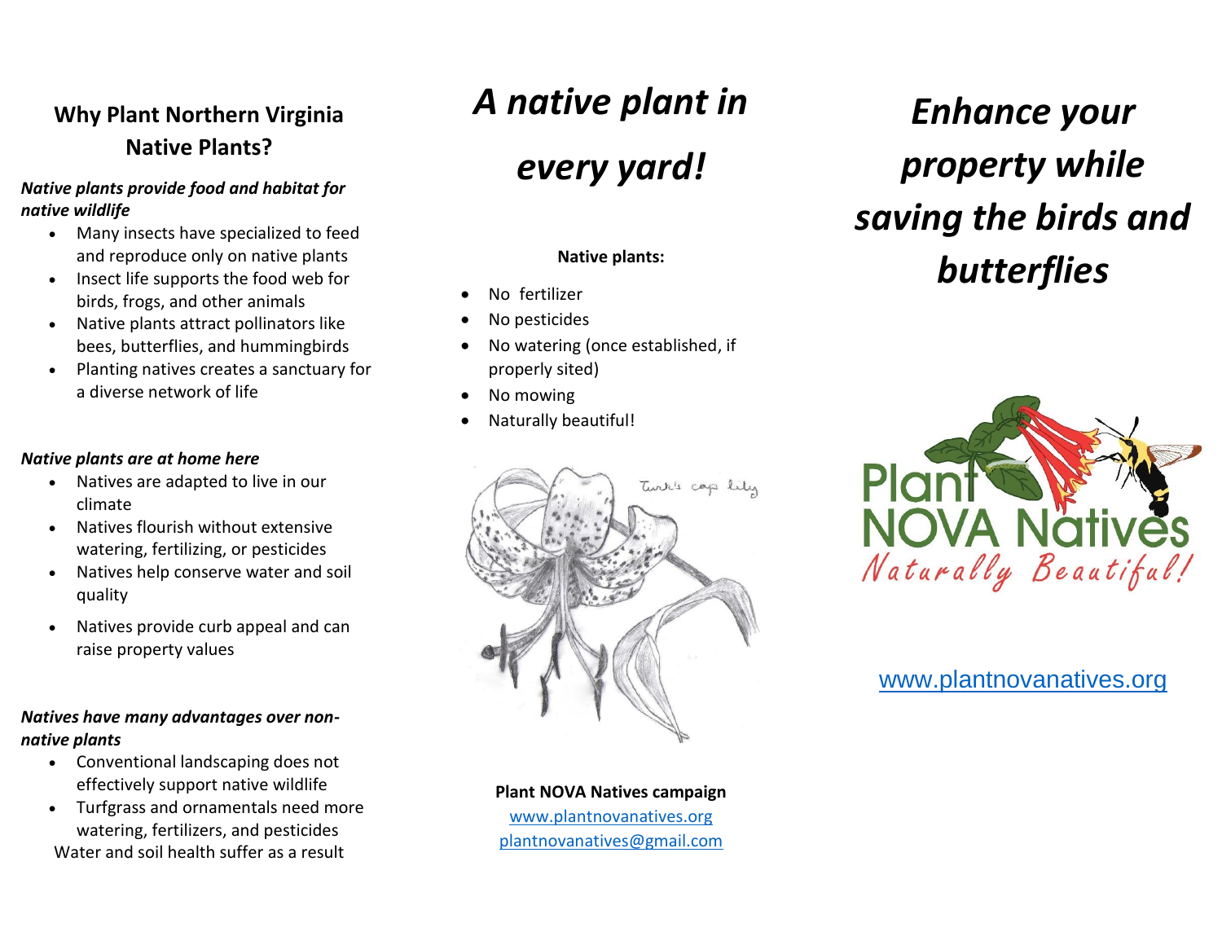## Why Plant Northern Virginia Native Plants?

***Native plants provide food and habitat for native wildlife***

- Many insects have specialized to feed and reproduce only on native plants
- Insect life supports the food web for birds, frogs, and other animals
- Native plants attract pollinators like bees, butterflies, and hummingbirds
- Planting natives creates a sanctuary for a diverse network of life

***Native plants are at home here***

- Natives are adapted to live in our climate
- Natives flourish without extensive watering, fertilizing, or pesticides
- Natives help conserve water and soil quality
- Natives provide curb appeal and can raise property values

***Natives have many advantages over non-native plants***

- Conventional landscaping does not effectively support native wildlife
- Turfgrass and ornamentals need more watering, fertilizers, and pesticides

Water and soil health suffer as a result

# *A native plant in every yard!*

**Native plants:**

- No fertilizer
- No pesticides
- No watering (once established, if properly sited)
- No mowing
- Naturally beautiful!

Turk's cap lily

**Plant NOVA Natives campaign**
www.plantnovanatives.org
plantnovanatives@gmail.com

# *Enhance your property while saving the birds and butterflies*

Plant NOVA Natives
Naturally Beautiful!

www.plantnovanatives.org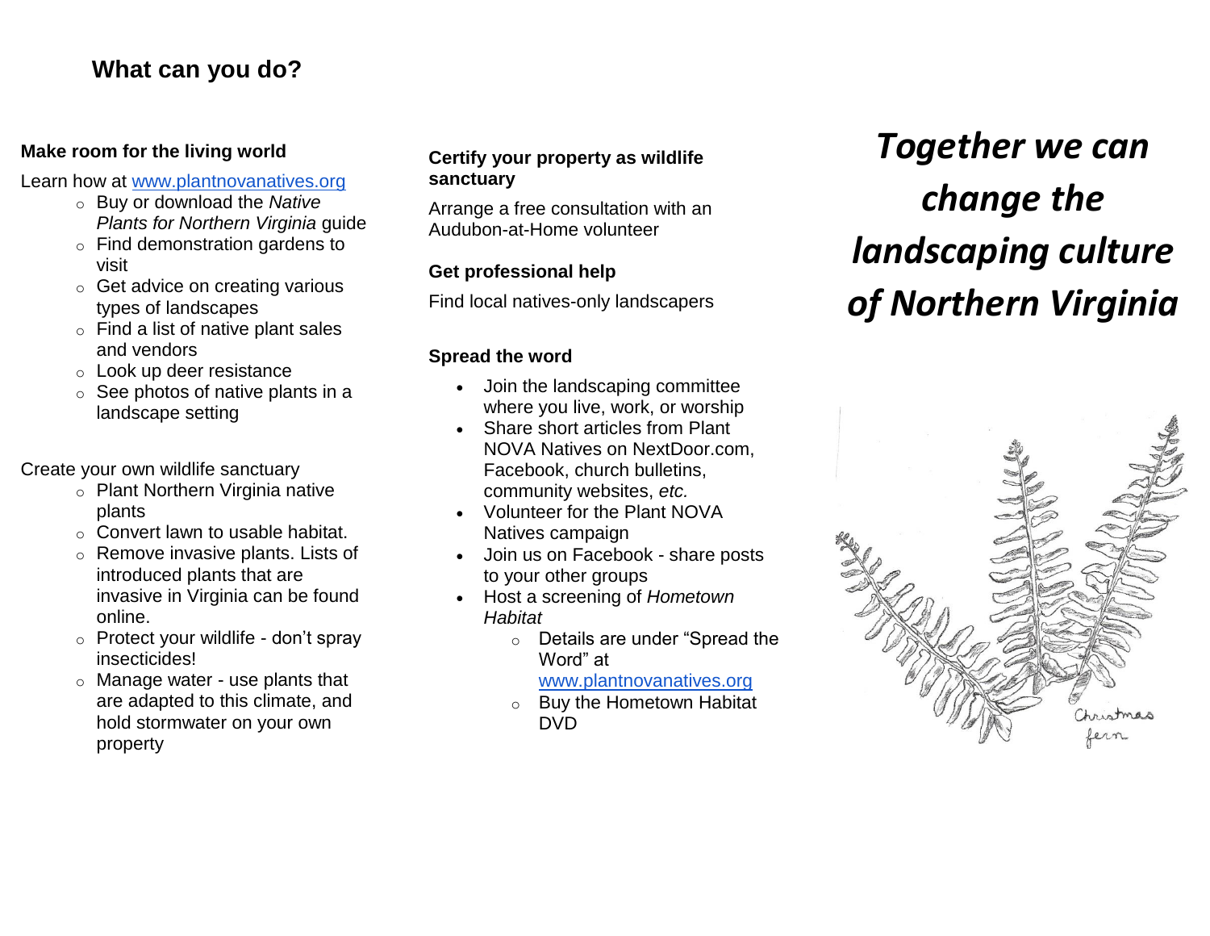## What can you do?

### Make room for the living world

Learn how at www.plantnovanatives.org

- Buy or download the *Native Plants for Northern Virginia* guide
- Find demonstration gardens to visit
- Get advice on creating various types of landscapes
- Find a list of native plant sales and vendors
- Look up deer resistance
- See photos of native plants in a landscape setting

Create your own wildlife sanctuary

- Plant Northern Virginia native plants
- Convert lawn to usable habitat.
- Remove invasive plants. Lists of introduced plants that are invasive in Virginia can be found online.
- Protect your wildlife - don't spray insecticides!
- Manage water - use plants that are adapted to this climate, and hold stormwater on your own property

### Certify your property as wildlife sanctuary

Arrange a free consultation with an Audubon-at-Home volunteer

### Get professional help

Find local natives-only landscapers

### Spread the word

- Join the landscaping committee where you live, work, or worship
- Share short articles from Plant NOVA Natives on NextDoor.com, Facebook, church bulletins, community websites, *etc.*
- Volunteer for the Plant NOVA Natives campaign
- Join us on Facebook - share posts to your other groups
- Host a screening of *Hometown Habitat*
    - Details are under "Spread the Word" at www.plantnovanatives.org
    - Buy the Hometown Habitat DVD

# *Together we can change the landscaping culture of Northern Virginia*

Christmas fern